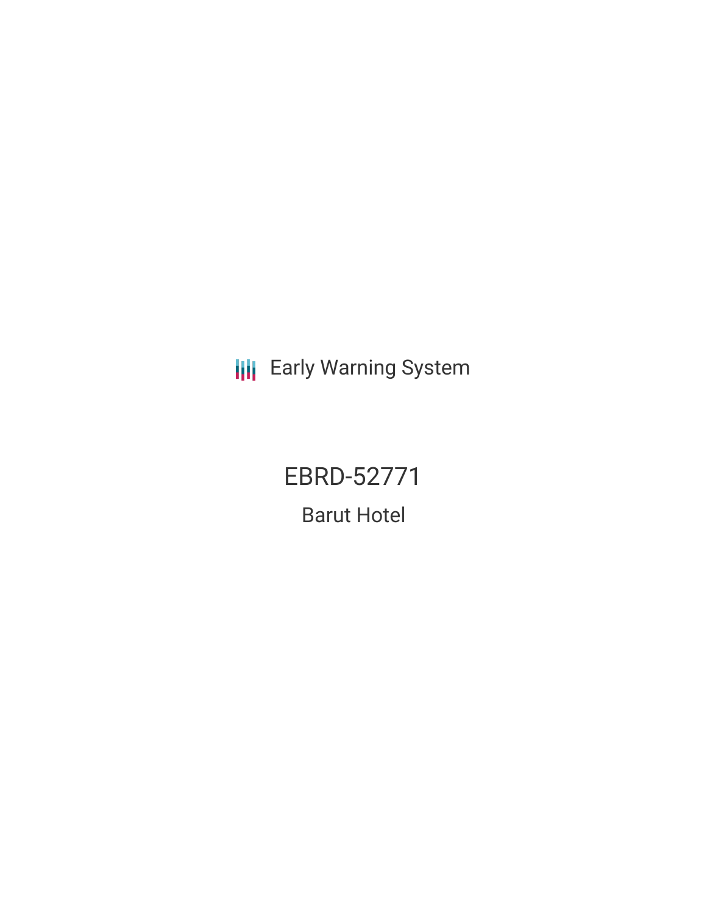Early Warning System

# EBRD-52771

## Barut Hotel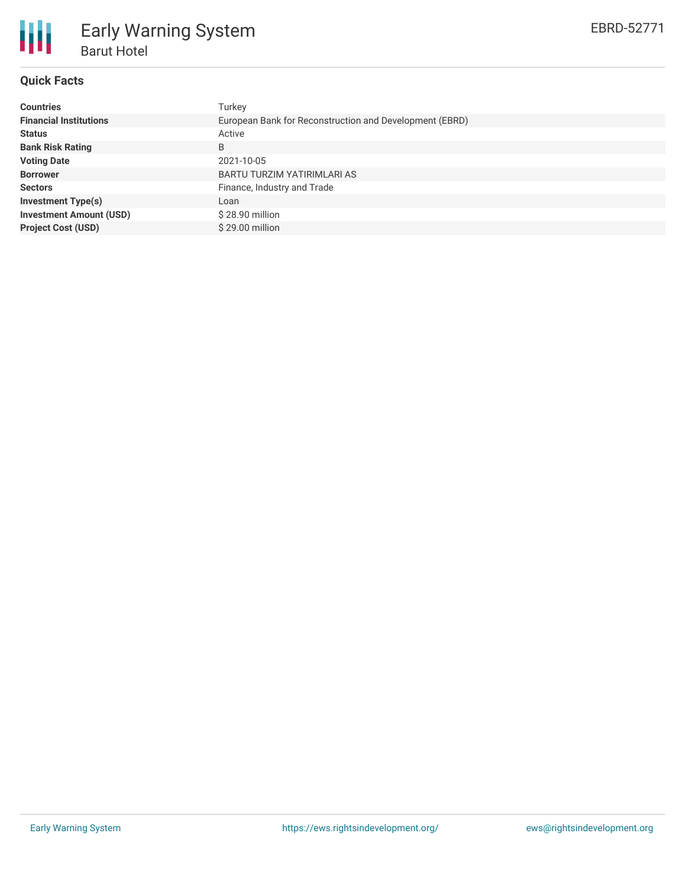# Early Warning System

## Barut Hotel

EBRD-52771

### Quick Facts

| | |
|---|---|
| **Countries** | Turkey |
| **Financial Institutions** | European Bank for Reconstruction and Development (EBRD) |
| **Status** | Active |
| **Bank Risk Rating** | B |
| **Voting Date** | 2021-10-05 |
| **Borrower** | BARTU TURZIM YATIRIMLARI AS |
| **Sectors** | Finance, Industry and Trade |
| **Investment Type(s)** | Loan |
| **Investment Amount (USD)** | $ 28.90 million |
| **Project Cost (USD)** | $ 29.00 million |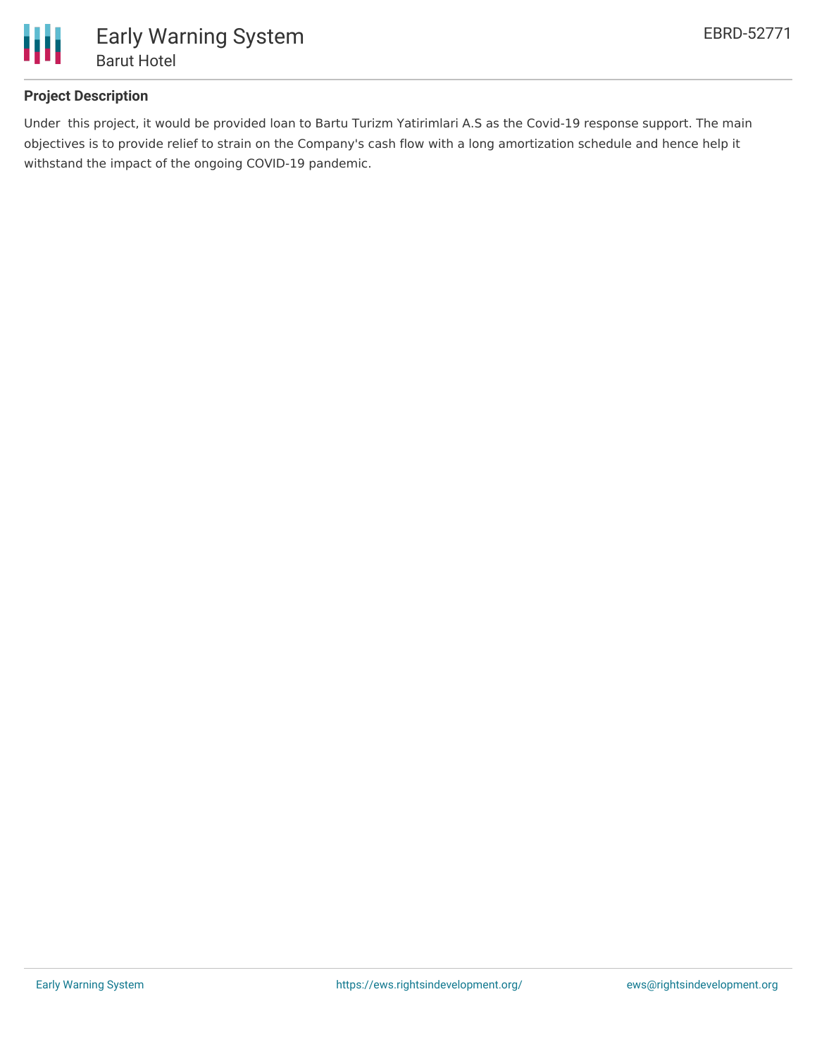## Project Description

Under this project, it would be provided loan to Bartu Turizm Yatirimlari A.S as the Covid-19 response support. The main objectives is to provide relief to strain on the Company's cash flow with a long amortization schedule and hence help it withstand the impact of the ongoing COVID-19 pandemic.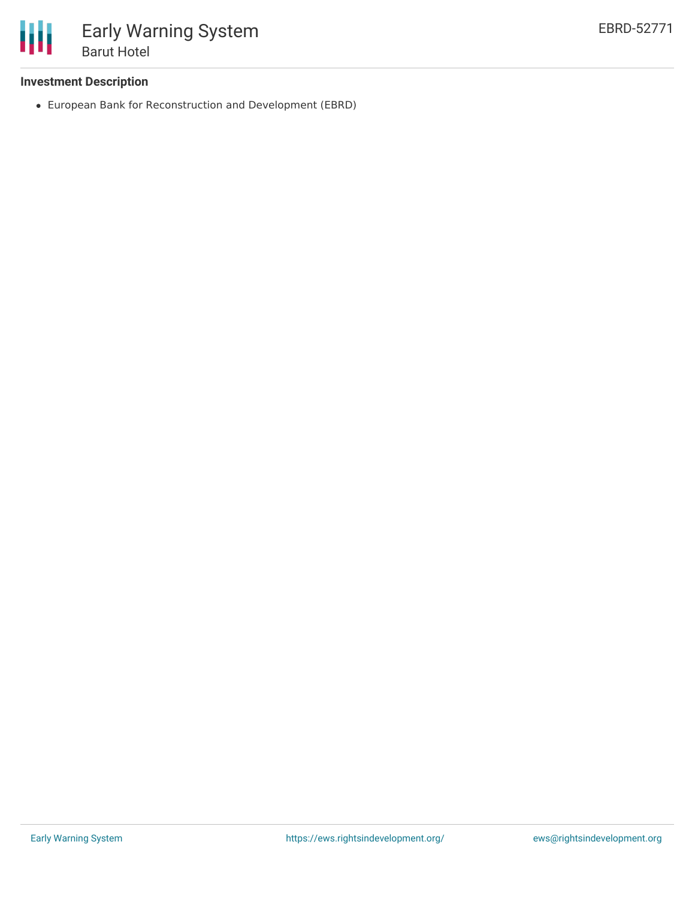## Investment Description

- European Bank for Reconstruction and Development (EBRD)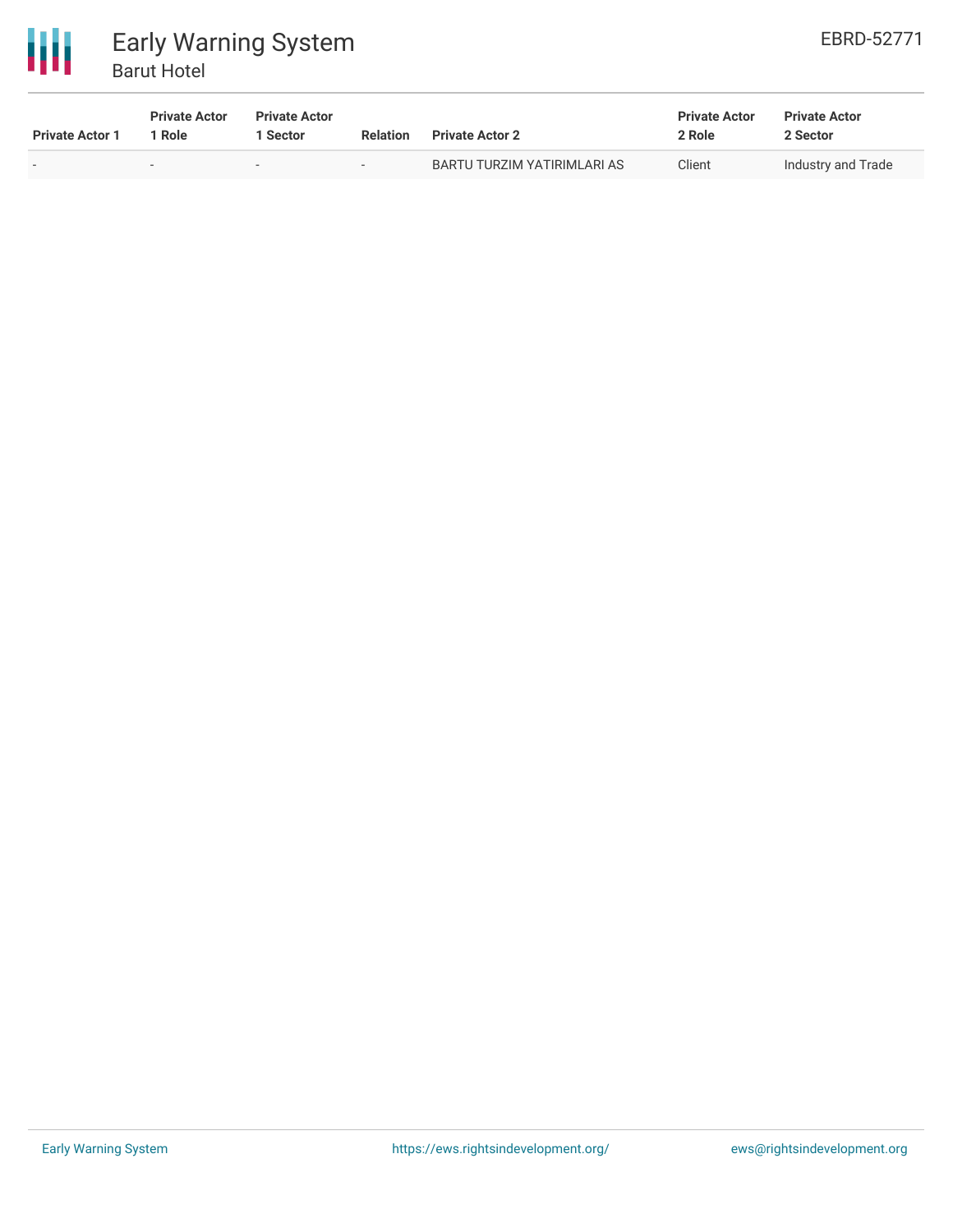| Private Actor 1 | Private Actor 1 Role | Private Actor 1 Sector | Relation | Private Actor 2 | Private Actor 2 Role | Private Actor 2 Sector |
|---|---|---|---|---|---|---|
| - | - | - | - | BARTU TURZIM YATIRIMLARI AS | Client | Industry and Trade |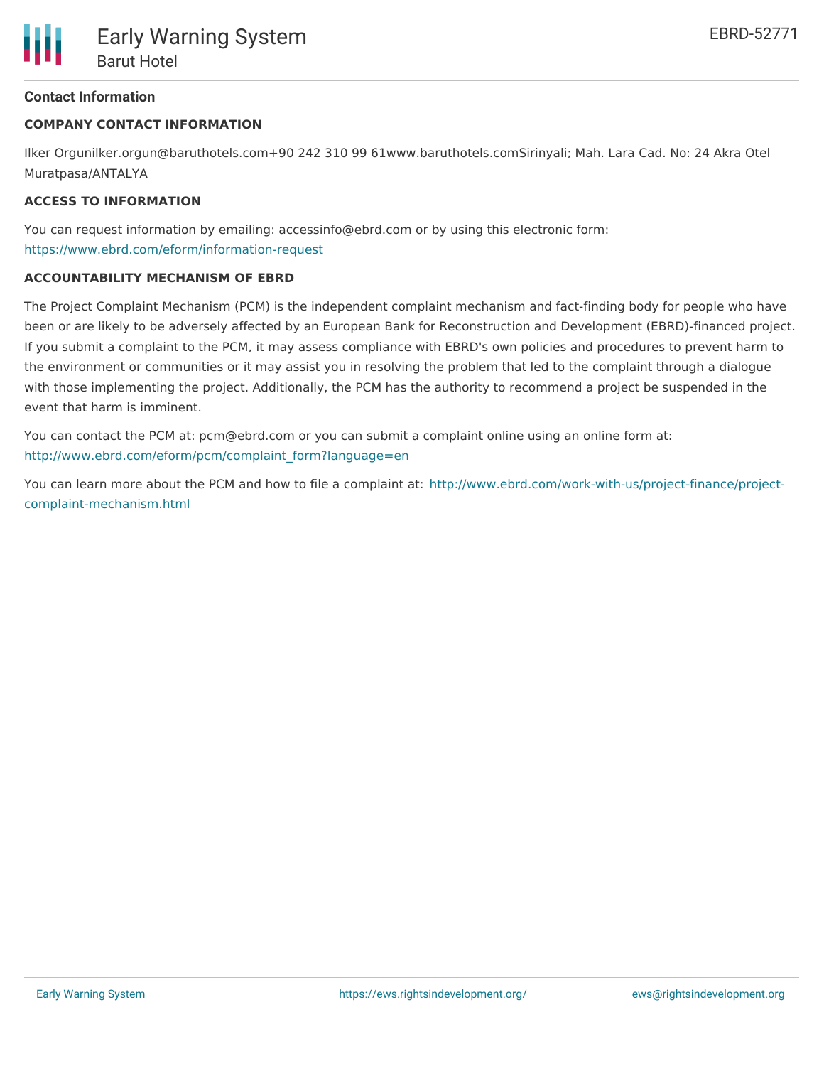## Contact Information

### COMPANY CONTACT INFORMATION

Ilker Orgunilker.orgun@baruthotels.com+90 242 310 99 61www.baruthotels.comSirinyali; Mah. Lara Cad. No: 24 Akra Otel Muratpasa/ANTALYA

### ACCESS TO INFORMATION

You can request information by emailing: accessinfo@ebrd.com or by using this electronic form: https://www.ebrd.com/eform/information-request

### ACCOUNTABILITY MECHANISM OF EBRD

The Project Complaint Mechanism (PCM) is the independent complaint mechanism and fact-finding body for people who have been or are likely to be adversely affected by an European Bank for Reconstruction and Development (EBRD)-financed project. If you submit a complaint to the PCM, it may assess compliance with EBRD's own policies and procedures to prevent harm to the environment or communities or it may assist you in resolving the problem that led to the complaint through a dialogue with those implementing the project. Additionally, the PCM has the authority to recommend a project be suspended in the event that harm is imminent.

You can contact the PCM at: pcm@ebrd.com or you can submit a complaint online using an online form at: http://www.ebrd.com/eform/pcm/complaint_form?language=en

You can learn more about the PCM and how to file a complaint at: http://www.ebrd.com/work-with-us/project-finance/project-complaint-mechanism.html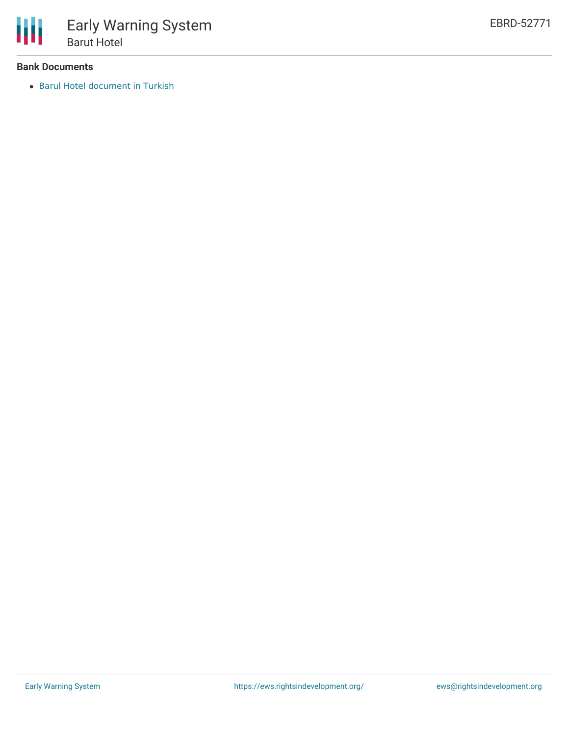**Bank Documents**

- Barul Hotel document in Turkish